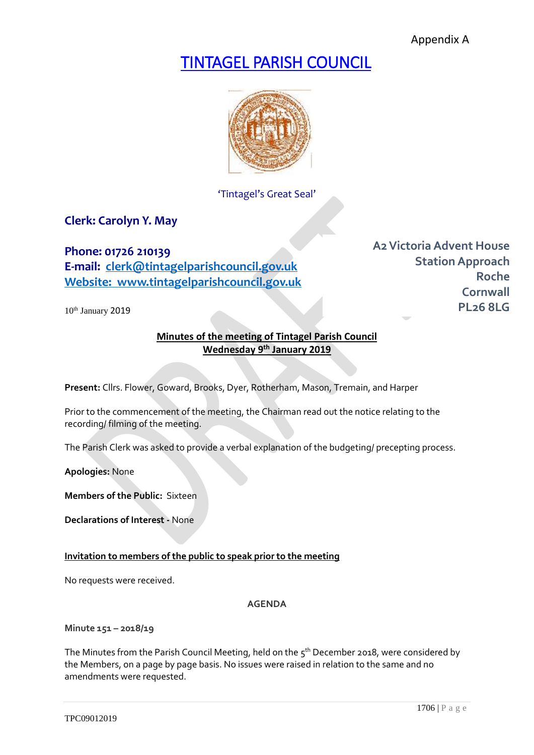Appendix A

# TINTAGEL PARISH COUNCIL

'Tintagel's Great Seal'

**Clerk: Carolyn Y. May**

**Phone: 01726 210139**
**E-mail: clerk@tintagelparishcouncil.gov.uk**
**Website: www.tintagelparishcouncil.gov.uk**

**A2 Victoria Advent House**
**Station Approach**
**Roche**
**Cornwall**
**PL26 8LG**

10th January 2019

## Minutes of the meeting of Tintagel Parish Council
## Wednesday 9th January 2019

**Present:** Cllrs. Flower, Goward, Brooks, Dyer, Rotherham, Mason, Tremain, and Harper

Prior to the commencement of the meeting, the Chairman read out the notice relating to the recording/ filming of the meeting.

The Parish Clerk was asked to provide a verbal explanation of the budgeting/ precepting process.

**Apologies:** None

**Members of the Public:** Sixteen

**Declarations of Interest** - None

**Invitation to members of the public to speak prior to the meeting**

No requests were received.

AGENDA

**Minute 151 – 2018/19**

The Minutes from the Parish Council Meeting, held on the 5th December 2018, were considered by the Members, on a page by page basis. No issues were raised in relation to the same and no amendments were requested.

TPC09012019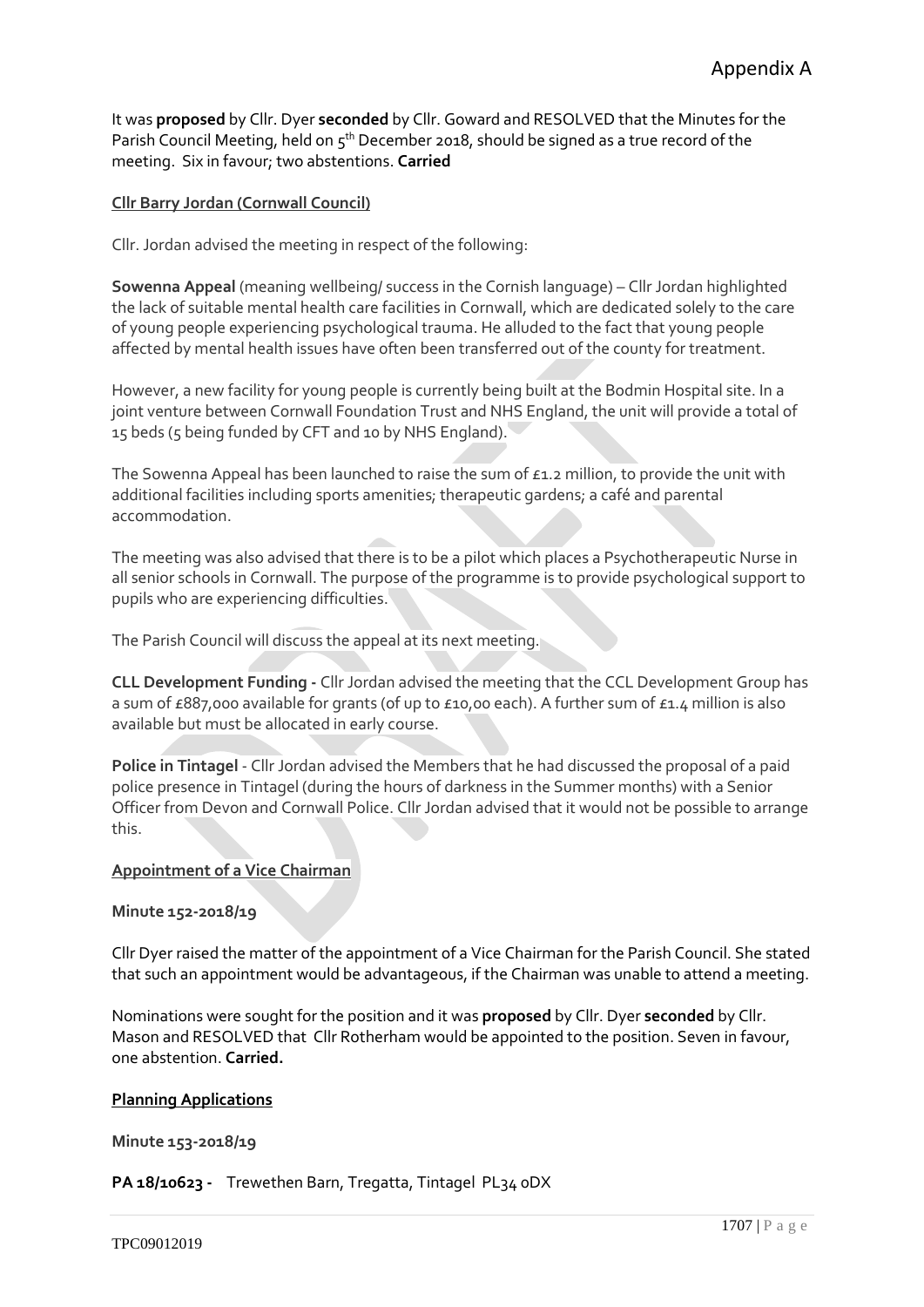It was **proposed** by Cllr. Dyer **seconded** by Cllr. Goward and RESOLVED that the Minutes for the Parish Council Meeting, held on 5th December 2018, should be signed as a true record of the meeting. Six in favour; two abstentions. **Carried**

**Cllr Barry Jordan (Cornwall Council)**

Cllr. Jordan advised the meeting in respect of the following:

**Sowenna Appeal** (meaning wellbeing/ success in the Cornish language) – Cllr Jordan highlighted the lack of suitable mental health care facilities in Cornwall, which are dedicated solely to the care of young people experiencing psychological trauma. He alluded to the fact that young people affected by mental health issues have often been transferred out of the county for treatment.

However, a new facility for young people is currently being built at the Bodmin Hospital site. In a joint venture between Cornwall Foundation Trust and NHS England, the unit will provide a total of 15 beds (5 being funded by CFT and 10 by NHS England).

The Sowenna Appeal has been launched to raise the sum of £1.2 million, to provide the unit with additional facilities including sports amenities; therapeutic gardens; a café and parental accommodation.

The meeting was also advised that there is to be a pilot which places a Psychotherapeutic Nurse in all senior schools in Cornwall. The purpose of the programme is to provide psychological support to pupils who are experiencing difficulties.

The Parish Council will discuss the appeal at its next meeting.

**CLL Development Funding -** Cllr Jordan advised the meeting that the CCL Development Group has a sum of £887,000 available for grants (of up to £10,00 each). A further sum of £1.4 million is also available but must be allocated in early course.

**Police in Tintagel** - Cllr Jordan advised the Members that he had discussed the proposal of a paid police presence in Tintagel (during the hours of darkness in the Summer months) with a Senior Officer from Devon and Cornwall Police. Cllr Jordan advised that it would not be possible to arrange this.

**Appointment of a Vice Chairman**

**Minute 152-2018/19**

Cllr Dyer raised the matter of the appointment of a Vice Chairman for the Parish Council. She stated that such an appointment would be advantageous, if the Chairman was unable to attend a meeting.

Nominations were sought for the position and it was **proposed** by Cllr. Dyer **seconded** by Cllr. Mason and RESOLVED that Cllr Rotherham would be appointed to the position. Seven in favour, one abstention. **Carried.**

**Planning Applications**

**Minute 153-2018/19**

**PA 18/10623 -** Trewethen Barn, Tregatta, Tintagel PL34 0DX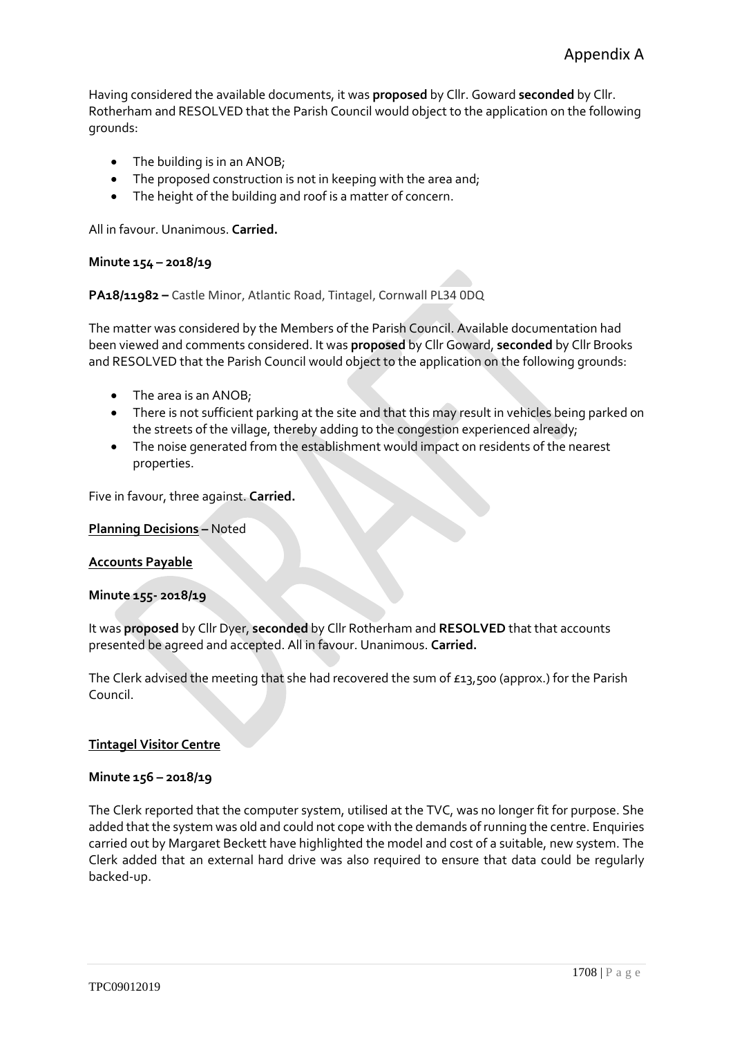Having considered the available documents, it was **proposed** by Cllr. Goward **seconded** by Cllr. Rotherham and RESOLVED that the Parish Council would object to the application on the following grounds:

- The building is in an ANOB;
- The proposed construction is not in keeping with the area and;
- The height of the building and roof is a matter of concern.

All in favour. Unanimous. **Carried.**

**Minute 154 – 2018/19**

**PA18/11982 –** Castle Minor, Atlantic Road, Tintagel, Cornwall PL34 0DQ

The matter was considered by the Members of the Parish Council. Available documentation had been viewed and comments considered. It was **proposed** by Cllr Goward, **seconded** by Cllr Brooks and RESOLVED that the Parish Council would object to the application on the following grounds:

- The area is an ANOB;
- There is not sufficient parking at the site and that this may result in vehicles being parked on the streets of the village, thereby adding to the congestion experienced already;
- The noise generated from the establishment would impact on residents of the nearest properties.

Five in favour, three against. **Carried.**

**Planning Decisions –** Noted

**Accounts Payable**

**Minute 155- 2018/19**

It was **proposed** by Cllr Dyer, **seconded** by Cllr Rotherham and **RESOLVED** that that accounts presented be agreed and accepted. All in favour. Unanimous. **Carried.**

The Clerk advised the meeting that she had recovered the sum of £13,500 (approx.) for the Parish Council.

**Tintagel Visitor Centre**

**Minute 156 – 2018/19**

The Clerk reported that the computer system, utilised at the TVC, was no longer fit for purpose. She added that the system was old and could not cope with the demands of running the centre. Enquiries carried out by Margaret Beckett have highlighted the model and cost of a suitable, new system. The Clerk added that an external hard drive was also required to ensure that data could be regularly backed-up.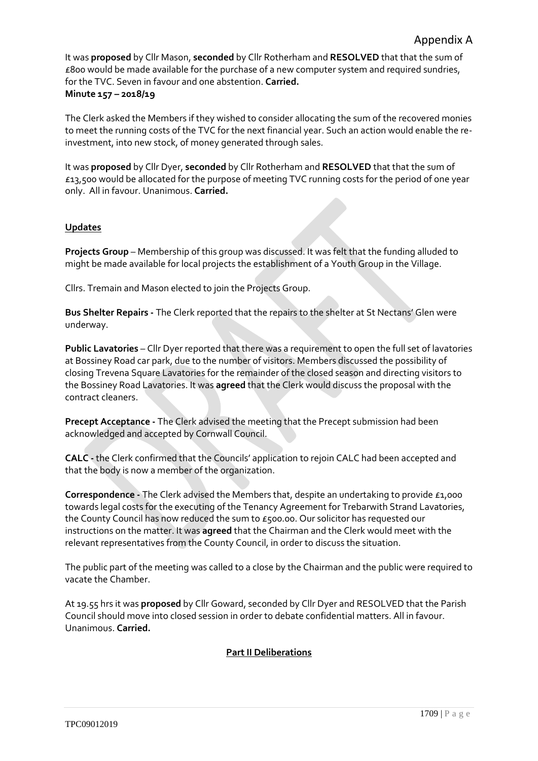Appendix A

It was **proposed** by Cllr Mason, **seconded** by Cllr Rotherham and **RESOLVED** that that the sum of £800 would be made available for the purchase of a new computer system and required sundries, for the TVC. Seven in favour and one abstention. **Carried.**

**Minute 157 – 2018/19**

The Clerk asked the Members if they wished to consider allocating the sum of the recovered monies to meet the running costs of the TVC for the next financial year. Such an action would enable the re-investment, into new stock, of money generated through sales.

It was **proposed** by Cllr Dyer, **seconded** by Cllr Rotherham and **RESOLVED** that that the sum of £13,500 would be allocated for the purpose of meeting TVC running costs for the period of one year only. All in favour. Unanimous. **Carried.**

**Updates**

**Projects Group** – Membership of this group was discussed. It was felt that the funding alluded to might be made available for local projects the establishment of a Youth Group in the Village.

Cllrs. Tremain and Mason elected to join the Projects Group.

**Bus Shelter Repairs -** The Clerk reported that the repairs to the shelter at St Nectans' Glen were underway.

**Public Lavatories** – Cllr Dyer reported that there was a requirement to open the full set of lavatories at Bossiney Road car park, due to the number of visitors. Members discussed the possibility of closing Trevena Square Lavatories for the remainder of the closed season and directing visitors to the Bossiney Road Lavatories. It was **agreed** that the Clerk would discuss the proposal with the contract cleaners.

**Precept Acceptance -** The Clerk advised the meeting that the Precept submission had been acknowledged and accepted by Cornwall Council.

**CALC -** the Clerk confirmed that the Councils' application to rejoin CALC had been accepted and that the body is now a member of the organization.

**Correspondence -** The Clerk advised the Members that, despite an undertaking to provide £1,000 towards legal costs for the executing of the Tenancy Agreement for Trebarwith Strand Lavatories, the County Council has now reduced the sum to £500.00. Our solicitor has requested our instructions on the matter. It was **agreed** that the Chairman and the Clerk would meet with the relevant representatives from the County Council, in order to discuss the situation.

The public part of the meeting was called to a close by the Chairman and the public were required to vacate the Chamber.

At 19.55 hrs it was **proposed** by Cllr Goward, seconded by Cllr Dyer and RESOLVED that the Parish Council should move into closed session in order to debate confidential matters. All in favour. Unanimous. **Carried.**

**Part II Deliberations**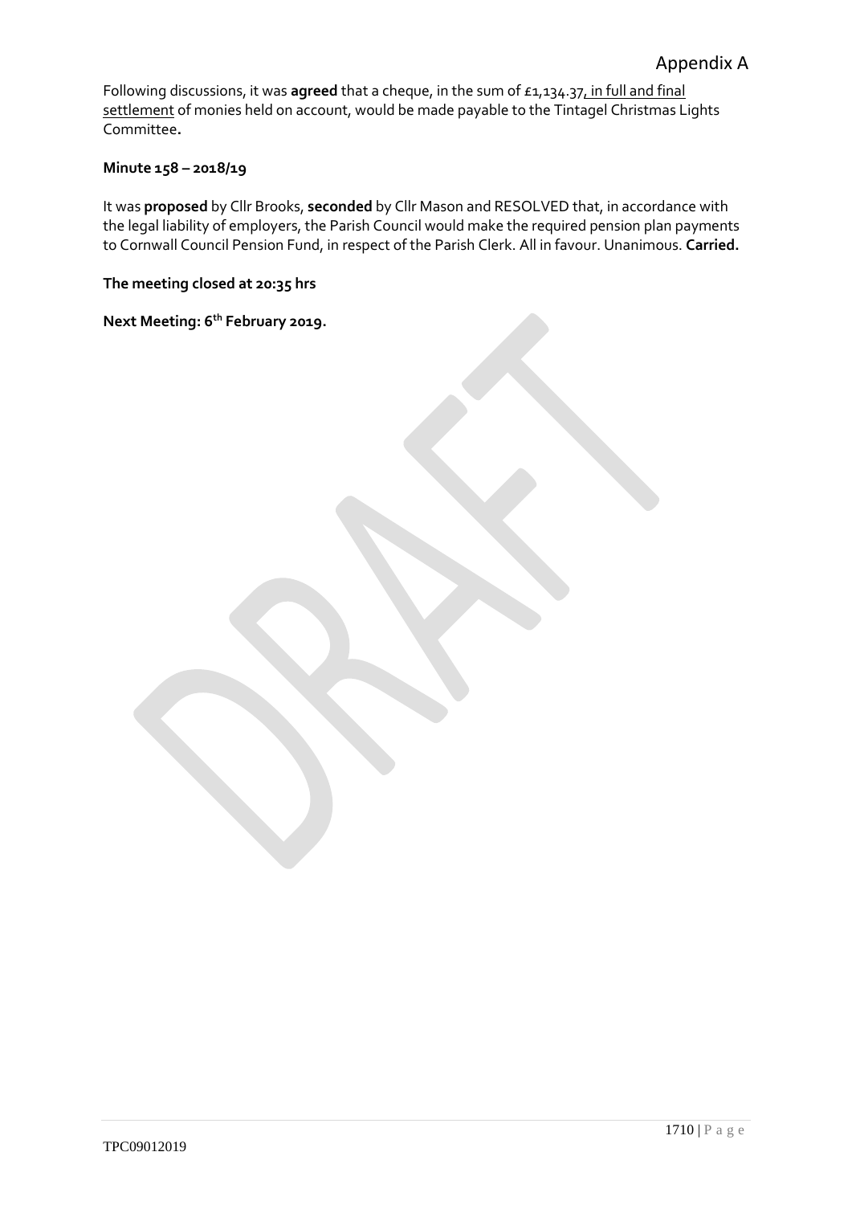Appendix A

Following discussions, it was **agreed** that a cheque, in the sum of £1,134.37, in full and final settlement of monies held on account, would be made payable to the Tintagel Christmas Lights Committee**.**

**Minute 158 – 2018/19**

It was **proposed** by Cllr Brooks, **seconded** by Cllr Mason and RESOLVED that, in accordance with the legal liability of employers, the Parish Council would make the required pension plan payments to Cornwall Council Pension Fund, in respect of the Parish Clerk. All in favour. Unanimous. **Carried.**

**The meeting closed at 20:35 hrs**

**Next Meeting: 6th February 2019.**

DRAFT

TPC09012019